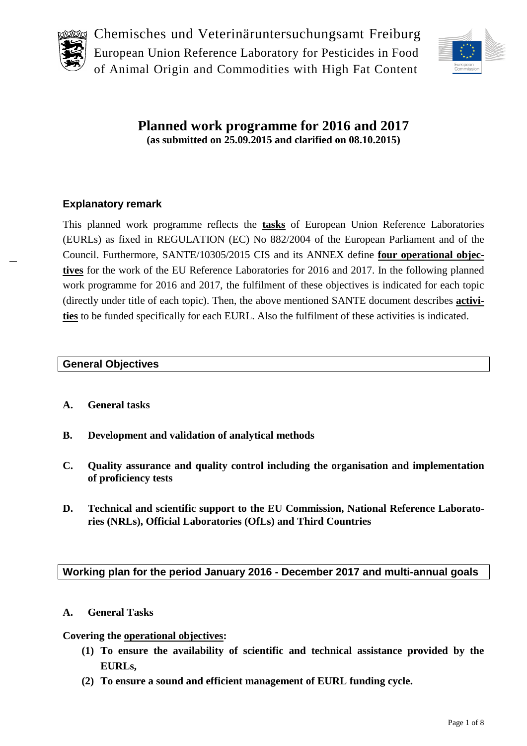Chemisches und Veterinäruntersuchungsamt Freiburg
European Union Reference Laboratory for Pesticides in Food of Animal Origin and Commodities with High Fat Content

# Planned work programme for 2016 and 2017

**(as submitted on 25.09.2015 and clarified on 08.10.2015)**

### Explanatory remark

This planned work programme reflects the **tasks** of European Union Reference Laboratories (EURLs) as fixed in REGULATION (EC) No 882/2004 of the European Parliament and of the Council. Furthermore, SANTE/10305/2015 CIS and its ANNEX define **four operational objectives** for the work of the EU Reference Laboratories for 2016 and 2017. In the following planned work programme for 2016 and 2017, the fulfilment of these objectives is indicated for each topic (directly under title of each topic). Then, the above mentioned SANTE document describes **activities** to be funded specifically for each EURL. Also the fulfilment of these activities is indicated.

## General Objectives

**A. General tasks**

**B. Development and validation of analytical methods**

**C. Quality assurance and quality control including the organisation and implementation of proficiency tests**

**D. Technical and scientific support to the EU Commission, National Reference Laboratories (NRLs), Official Laboratories (OfLs) and Third Countries**

## Working plan for the period January 2016 - December 2017 and multi-annual goals

### A. General Tasks

**Covering the operational objectives:**

1. **To ensure the availability of scientific and technical assistance provided by the EURLs,**
2. **To ensure a sound and efficient management of EURL funding cycle.**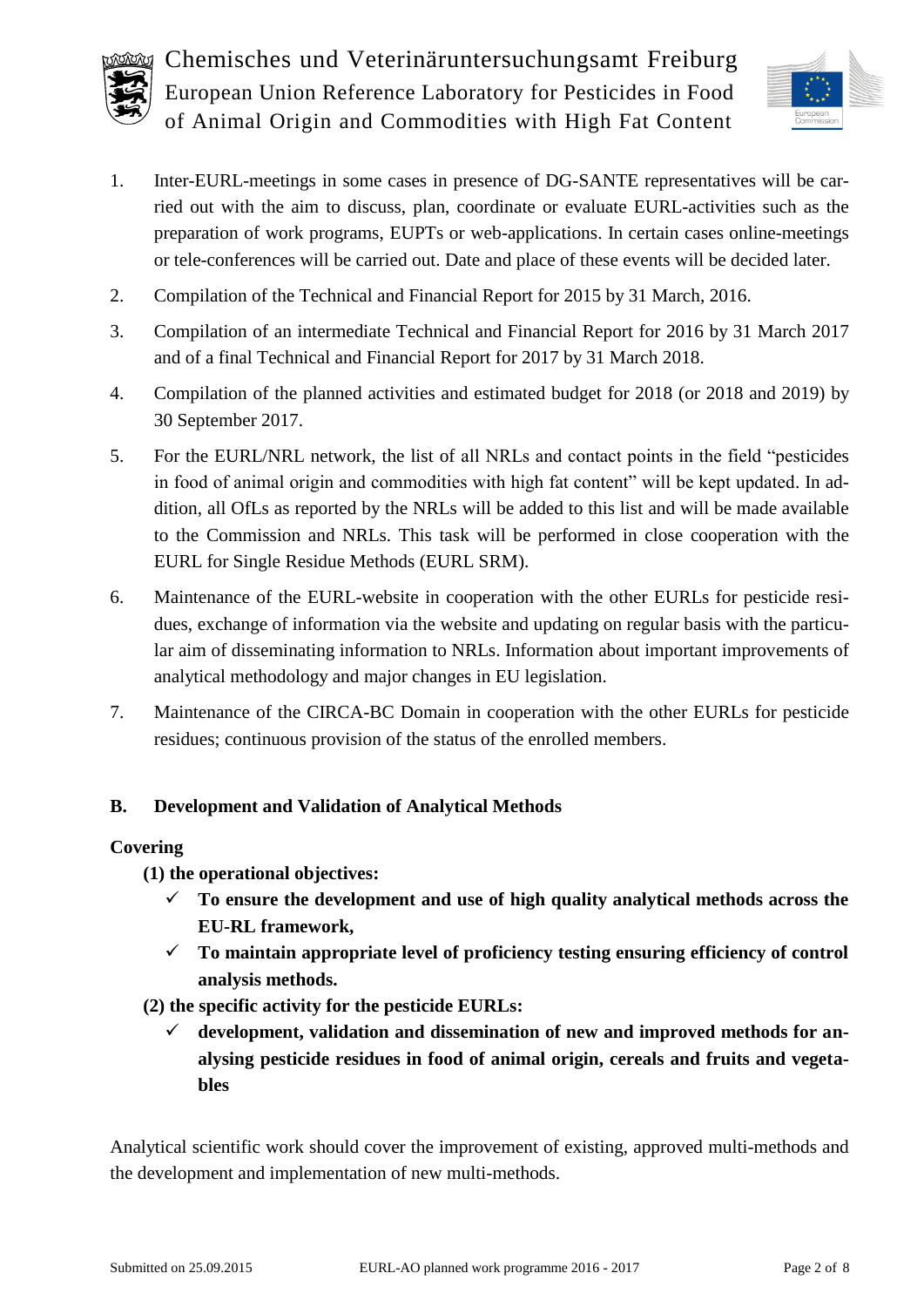1. Inter-EURL-meetings in some cases in presence of DG-SANTE representatives will be carried out with the aim to discuss, plan, coordinate or evaluate EURL-activities such as the preparation of work programs, EUPTs or web-applications. In certain cases online-meetings or tele-conferences will be carried out. Date and place of these events will be decided later.
2. Compilation of the Technical and Financial Report for 2015 by 31 March, 2016.
3. Compilation of an intermediate Technical and Financial Report for 2016 by 31 March 2017 and of a final Technical and Financial Report for 2017 by 31 March 2018.
4. Compilation of the planned activities and estimated budget for 2018 (or 2018 and 2019) by 30 September 2017.
5. For the EURL/NRL network, the list of all NRLs and contact points in the field "pesticides in food of animal origin and commodities with high fat content" will be kept updated. In addition, all OfLs as reported by the NRLs will be added to this list and will be made available to the Commission and NRLs. This task will be performed in close cooperation with the EURL for Single Residue Methods (EURL SRM).
6. Maintenance of the EURL-website in cooperation with the other EURLs for pesticide residues, exchange of information via the website and updating on regular basis with the particular aim of disseminating information to NRLs. Information about important improvements of analytical methodology and major changes in EU legislation.
7. Maintenance of the CIRCA-BC Domain in cooperation with the other EURLs for pesticide residues; continuous provision of the status of the enrolled members.

## B. Development and Validation of Analytical Methods

**Covering**

**(1) the operational objectives:**

- ✓ **To ensure the development and use of high quality analytical methods across the EU-RL framework,**
- ✓ **To maintain appropriate level of proficiency testing ensuring efficiency of control analysis methods.**

**(2) the specific activity for the pesticide EURLs:**

- ✓ **development, validation and dissemination of new and improved methods for analysing pesticide residues in food of animal origin, cereals and fruits and vegetables**

Analytical scientific work should cover the improvement of existing, approved multi-methods and the development and implementation of new multi-methods.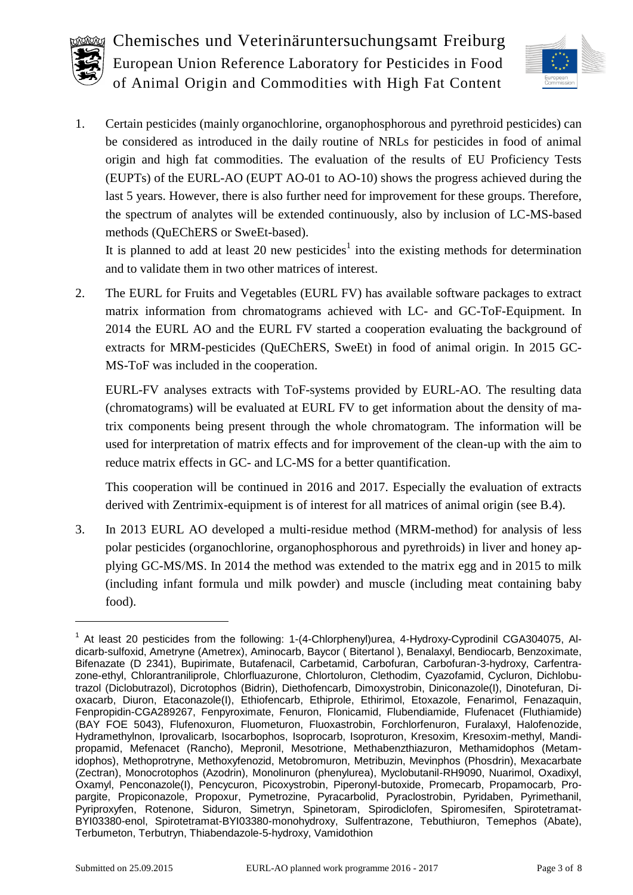1. Certain pesticides (mainly organochlorine, organophosphorous and pyrethroid pesticides) can be considered as introduced in the daily routine of NRLs for pesticides in food of animal origin and high fat commodities. The evaluation of the results of EU Proficiency Tests (EUPTs) of the EURL-AO (EUPT AO-01 to AO-10) shows the progress achieved during the last 5 years. However, there is also further need for improvement for these groups. Therefore, the spectrum of analytes will be extended continuously, also by inclusion of LC-MS-based methods (QuEChERS or SweEt-based).

   It is planned to add at least 20 new pesticides[1] into the existing methods for determination and to validate them in two other matrices of interest.

2. The EURL for Fruits and Vegetables (EURL FV) has available software packages to extract matrix information from chromatograms achieved with LC- and GC-ToF-Equipment. In 2014 the EURL AO and the EURL FV started a cooperation evaluating the background of extracts for MRM-pesticides (QuEChERS, SweEt) in food of animal origin. In 2015 GC-MS-ToF was included in the cooperation.

   EURL-FV analyses extracts with ToF-systems provided by EURL-AO. The resulting data (chromatograms) will be evaluated at EURL FV to get information about the density of matrix components being present through the whole chromatogram. The information will be used for interpretation of matrix effects and for improvement of the clean-up with the aim to reduce matrix effects in GC- and LC-MS for a better quantification.

   This cooperation will be continued in 2016 and 2017. Especially the evaluation of extracts derived with Zentrimix-equipment is of interest for all matrices of animal origin (see B.4).

3. In 2013 EURL AO developed a multi-residue method (MRM-method) for analysis of less polar pesticides (organochlorine, organophosphorous and pyrethroids) in liver and honey applying GC-MS/MS. In 2014 the method was extended to the matrix egg and in 2015 to milk (including infant formula und milk powder) and muscle (including meat containing baby food).

---

[1] At least 20 pesticides from the following: 1-(4-Chlorphenyl)urea, 4-Hydroxy-Cyprodinil CGA304075, Aldicarb-sulfoxid, Ametryne (Ametrex), Aminocarb, Baycor ( Bitertanol ), Benalaxyl, Bendiocarb, Benzoximate, Bifenazate (D 2341), Bupirimate, Butafenacil, Carbetamid, Carbofuran, Carbofuran-3-hydroxy, Carfentrazone-ethyl, Chlorantraniliprole, Chlorfluazurone, Chlortoluron, Clethodim, Cyazofamid, Cycluron, Dichlobutrazol (Diclobutrazol), Dicrotophos (Bidrin), Diethofencarb, Dimoxystrobin, Diniconazole(I), Dinotefuran, Dioxacarb, Diuron, Etaconazole(I), Ethiofencarb, Ethiprole, Ethirimol, Etoxazole, Fenarimol, Fenazaquin, Fenpropidin-CGA289267, Fenpyroximate, Fenuron, Flonicamid, Flubendiamide, Flufenacet (Fluthiamide) (BAY FOE 5043), Flufenoxuron, Fluometuron, Fluoxastrobin, Forchlorfenuron, Furalaxyl, Halofenozide, Hydramethylnon, Iprovalicarb, Isocarbophos, Isoprocarb, Isoproturon, Kresoxim, Kresoxim-methyl, Mandipropamid, Mefenacet (Rancho), Mepronil, Mesotrione, Methabenzthiazuron, Methamidophos (Metamidophos), Methoprotryne, Methoxyfenozid, Metobromuron, Metribuzin, Mevinphos (Phosdrin), Mexacarbate (Zectran), Monocrotophos (Azodrin), Monolinuron (phenylurea), Myclobutanil-RH9090, Nuarimol, Oxadixyl, Oxamyl, Penconazole(I), Pencycuron, Picoxystrobin, Piperonyl-butoxide, Promecarb, Propamocarb, Propargite, Propiconazole, Propoxur, Pymetrozine, Pyracarbolid, Pyraclostrobin, Pyridaben, Pyrimethanil, Pyriproxyfen, Rotenone, Siduron, Simetryn, Spinetoram, Spirodiclofen, Spiromesifen, Spirotetramat-BYI03380-enol, Spirotetramat-BYI03380-monohydroxy, Sulfentrazone, Tebuthiuron, Temephos (Abate), Terbumeton, Terbutryn, Thiabendazole-5-hydroxy, Vamidothion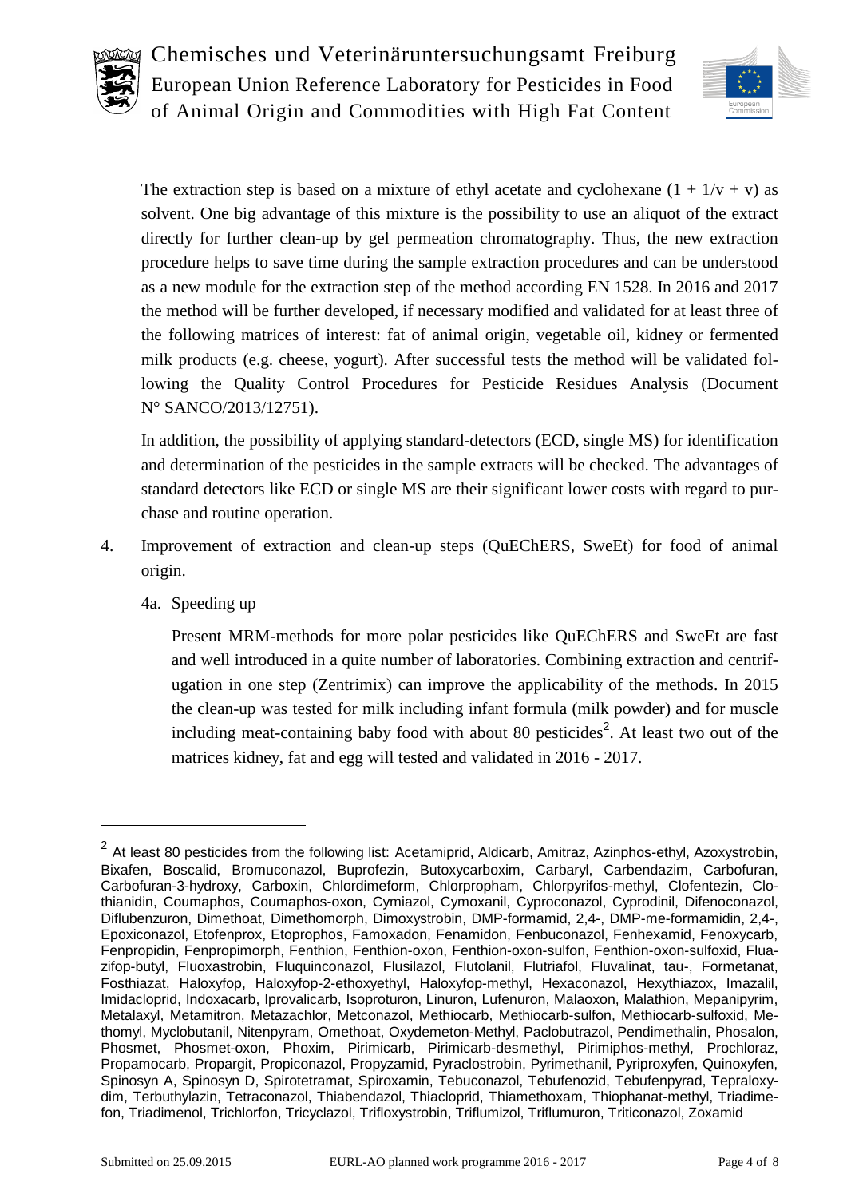The extraction step is based on a mixture of ethyl acetate and cyclohexane (1 + 1/v + v) as solvent. One big advantage of this mixture is the possibility to use an aliquot of the extract directly for further clean-up by gel permeation chromatography. Thus, the new extraction procedure helps to save time during the sample extraction procedures and can be understood as a new module for the extraction step of the method according EN 1528. In 2016 and 2017 the method will be further developed, if necessary modified and validated for at least three of the following matrices of interest: fat of animal origin, vegetable oil, kidney or fermented milk products (e.g. cheese, yogurt). After successful tests the method will be validated following the Quality Control Procedures for Pesticide Residues Analysis (Document N° SANCO/2013/12751).

In addition, the possibility of applying standard-detectors (ECD, single MS) for identification and determination of the pesticides in the sample extracts will be checked. The advantages of standard detectors like ECD or single MS are their significant lower costs with regard to purchase and routine operation.

4. Improvement of extraction and clean-up steps (QuEChERS, SweEt) for food of animal origin.

   4a. Speeding up

   Present MRM-methods for more polar pesticides like QuEChERS and SweEt are fast and well introduced in a quite number of laboratories. Combining extraction and centrifugation in one step (Zentrimix) can improve the applicability of the methods. In 2015 the clean-up was tested for milk including infant formula (milk powder) and for muscle including meat-containing baby food with about 80 pesticides[2]. At least two out of the matrices kidney, fat and egg will tested and validated in 2016 - 2017.

---

[2] At least 80 pesticides from the following list: Acetamiprid, Aldicarb, Amitraz, Azinphos-ethyl, Azoxystrobin, Bixafen, Boscalid, Bromuconazol, Buprofezin, Butoxycarboxim, Carbaryl, Carbendazim, Carbofuran, Carbofuran-3-hydroxy, Carboxin, Chlordimeform, Chlorpropham, Chlorpyrifos-methyl, Clofentezin, Clothianidin, Coumaphos, Coumaphos-oxon, Cymiazol, Cymoxanil, Cyproconazol, Cyprodinil, Difenoconazol, Diflubenzuron, Dimethoat, Dimethomorph, Dimoxystrobin, DMP-formamid, 2,4-, DMP-me-formamidin, 2,4-, Epoxiconazol, Etofenprox, Etoprophos, Famoxadon, Fenamidon, Fenbuconazol, Fenhexamid, Fenoxycarb, Fenpropidin, Fenpropimorph, Fenthion, Fenthion-oxon, Fenthion-oxon-sulfon, Fenthion-oxon-sulfoxid, Fluazifop-butyl, Fluoxastrobin, Fluquinconazol, Flusilazol, Flutolanil, Flutriafol, Fluvalinat, tau-, Formetanat, Fosthiazat, Haloxyfop, Haloxyfop-2-ethoxyethyl, Haloxyfop-methyl, Hexaconazol, Hexythiazox, Imazalil, Imidacloprid, Indoxacarb, Iprovalicarb, Isoproturon, Linuron, Lufenuron, Malaoxon, Malathion, Mepanipyrim, Metalaxyl, Metamitron, Metazachlor, Metconazol, Methiocarb, Methiocarb-sulfon, Methiocarb-sulfoxid, Methomyl, Myclobutanil, Nitenpyram, Omethoat, Oxydemeton-Methyl, Paclobutrazol, Pendimethalin, Phosalon, Phosmet, Phosmet-oxon, Phoxim, Pirimicarb, Pirimicarb-desmethyl, Pirimiphos-methyl, Prochloraz, Propamocarb, Propargit, Propiconazol, Propyzamid, Pyraclostrobin, Pyrimethanil, Pyriproxyfen, Quinoxyfen, Spinosyn A, Spinosyn D, Spirotetramat, Spiroxamin, Tebuconazol, Tebufenozid, Tebufenpyrad, Tepraloxydim, Terbuthylazin, Tetraconazol, Thiabendazol, Thiacloprid, Thiamethoxam, Thiophanat-methyl, Triadimefon, Triadimenol, Trichlorfon, Tricyclazol, Trifloxystrobin, Triflumizol, Triflumuron, Triticonazol, Zoxamid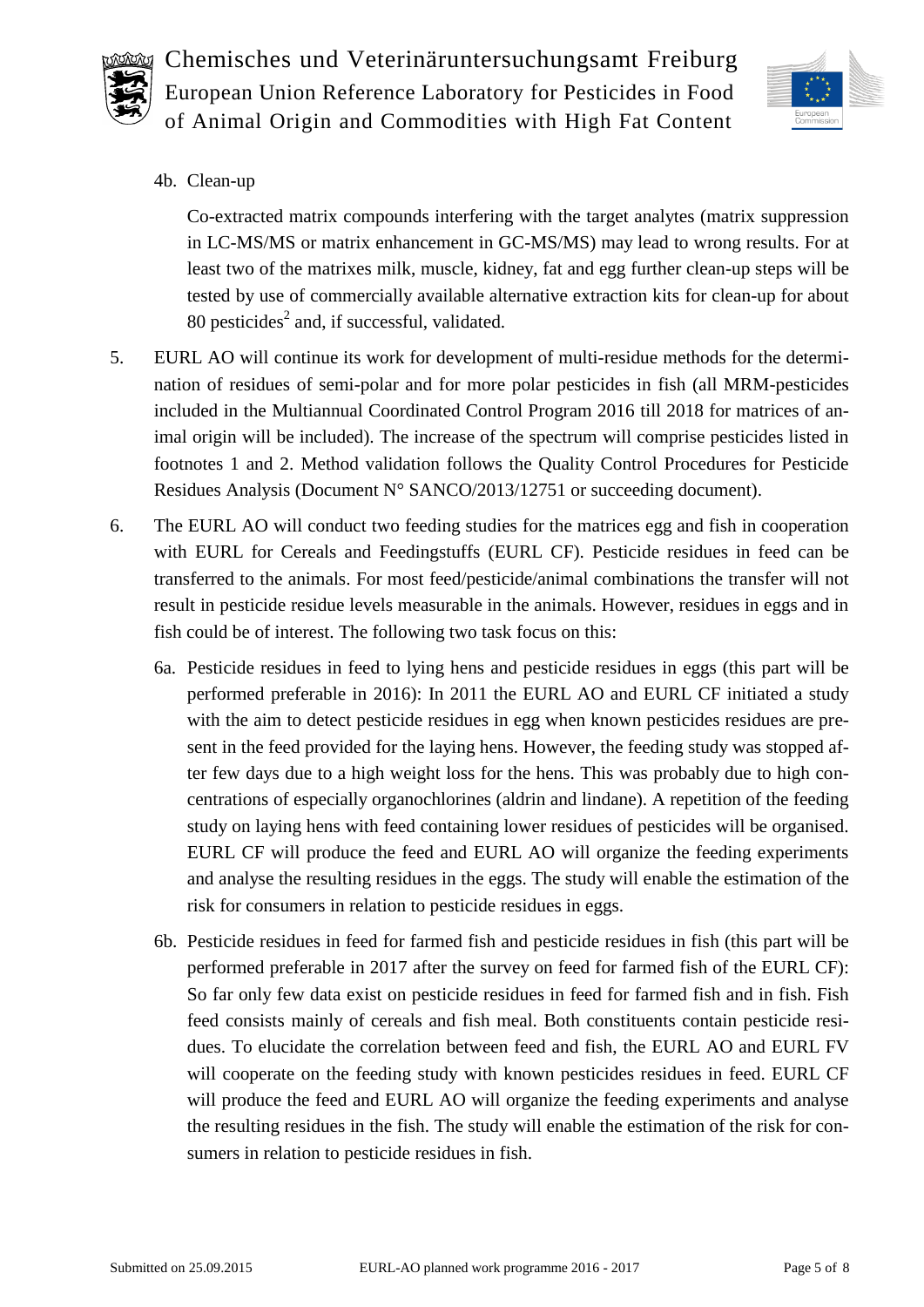4b. Clean-up

Co-extracted matrix compounds interfering with the target analytes (matrix suppression in LC-MS/MS or matrix enhancement in GC-MS/MS) may lead to wrong results. For at least two of the matrixes milk, muscle, kidney, fat and egg further clean-up steps will be tested by use of commercially available alternative extraction kits for clean-up for about 80 pesticides[2] and, if successful, validated.

5. EURL AO will continue its work for development of multi-residue methods for the determination of residues of semi-polar and for more polar pesticides in fish (all MRM-pesticides included in the Multiannual Coordinated Control Program 2016 till 2018 for matrices of animal origin will be included). The increase of the spectrum will comprise pesticides listed in footnotes 1 and 2. Method validation follows the Quality Control Procedures for Pesticide Residues Analysis (Document N° SANCO/2013/12751 or succeeding document).

6. The EURL AO will conduct two feeding studies for the matrices egg and fish in cooperation with EURL for Cereals and Feedingstuffs (EURL CF). Pesticide residues in feed can be transferred to the animals. For most feed/pesticide/animal combinations the transfer will not result in pesticide residue levels measurable in the animals. However, residues in eggs and in fish could be of interest. The following two task focus on this:

   6a. Pesticide residues in feed to lying hens and pesticide residues in eggs (this part will be performed preferable in 2016): In 2011 the EURL AO and EURL CF initiated a study with the aim to detect pesticide residues in egg when known pesticides residues are present in the feed provided for the laying hens. However, the feeding study was stopped after few days due to a high weight loss for the hens. This was probably due to high concentrations of especially organochlorines (aldrin and lindane). A repetition of the feeding study on laying hens with feed containing lower residues of pesticides will be organised. EURL CF will produce the feed and EURL AO will organize the feeding experiments and analyse the resulting residues in the eggs. The study will enable the estimation of the risk for consumers in relation to pesticide residues in eggs.

   6b. Pesticide residues in feed for farmed fish and pesticide residues in fish (this part will be performed preferable in 2017 after the survey on feed for farmed fish of the EURL CF): So far only few data exist on pesticide residues in feed for farmed fish and in fish. Fish feed consists mainly of cereals and fish meal. Both constituents contain pesticide residues. To elucidate the correlation between feed and fish, the EURL AO and EURL FV will cooperate on the feeding study with known pesticides residues in feed. EURL CF will produce the feed and EURL AO will organize the feeding experiments and analyse the resulting residues in the fish. The study will enable the estimation of the risk for consumers in relation to pesticide residues in fish.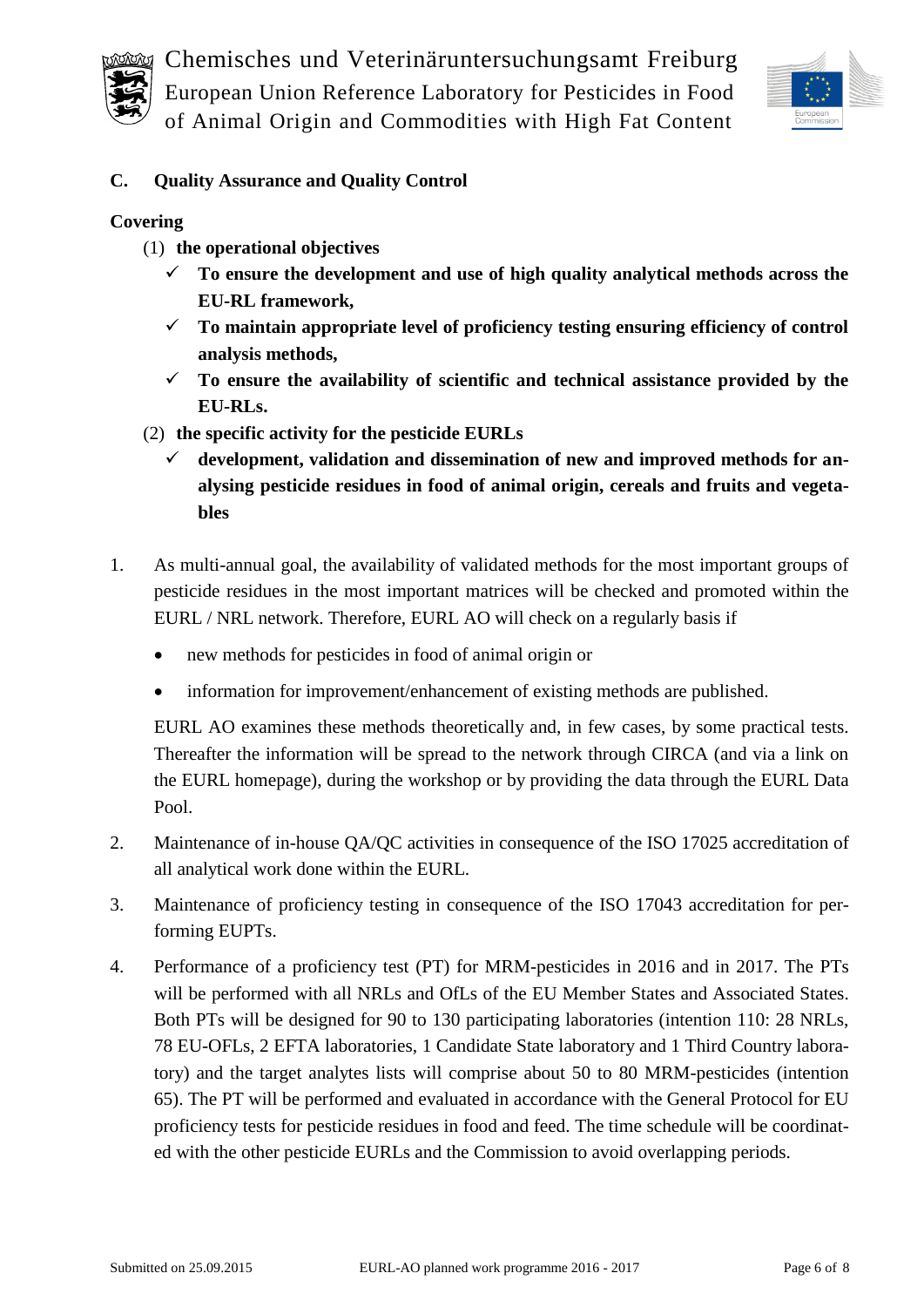**C. Quality Assurance and Quality Control**

**Covering**

(1) **the operational objectives**

- ✓ **To ensure the development and use of high quality analytical methods across the EU-RL framework,**
- ✓ **To maintain appropriate level of proficiency testing ensuring efficiency of control analysis methods,**
- ✓ **To ensure the availability of scientific and technical assistance provided by the EU-RLs.**

(2) **the specific activity for the pesticide EURLs**

- ✓ **development, validation and dissemination of new and improved methods for analysing pesticide residues in food of animal origin, cereals and fruits and vegetables**

1. As multi-annual goal, the availability of validated methods for the most important groups of pesticide residues in the most important matrices will be checked and promoted within the EURL / NRL network. Therefore, EURL AO will check on a regularly basis if

   - new methods for pesticides in food of animal origin or
   - information for improvement/enhancement of existing methods are published.

   EURL AO examines these methods theoretically and, in few cases, by some practical tests. Thereafter the information will be spread to the network through CIRCA (and via a link on the EURL homepage), during the workshop or by providing the data through the EURL Data Pool.

2. Maintenance of in-house QA/QC activities in consequence of the ISO 17025 accreditation of all analytical work done within the EURL.

3. Maintenance of proficiency testing in consequence of the ISO 17043 accreditation for performing EUPTs.

4. Performance of a proficiency test (PT) for MRM-pesticides in 2016 and in 2017. The PTs will be performed with all NRLs and OfLs of the EU Member States and Associated States. Both PTs will be designed for 90 to 130 participating laboratories (intention 110: 28 NRLs, 78 EU-OFLs, 2 EFTA laboratories, 1 Candidate State laboratory and 1 Third Country laboratory) and the target analytes lists will comprise about 50 to 80 MRM-pesticides (intention 65). The PT will be performed and evaluated in accordance with the General Protocol for EU proficiency tests for pesticide residues in food and feed. The time schedule will be coordinated with the other pesticide EURLs and the Commission to avoid overlapping periods.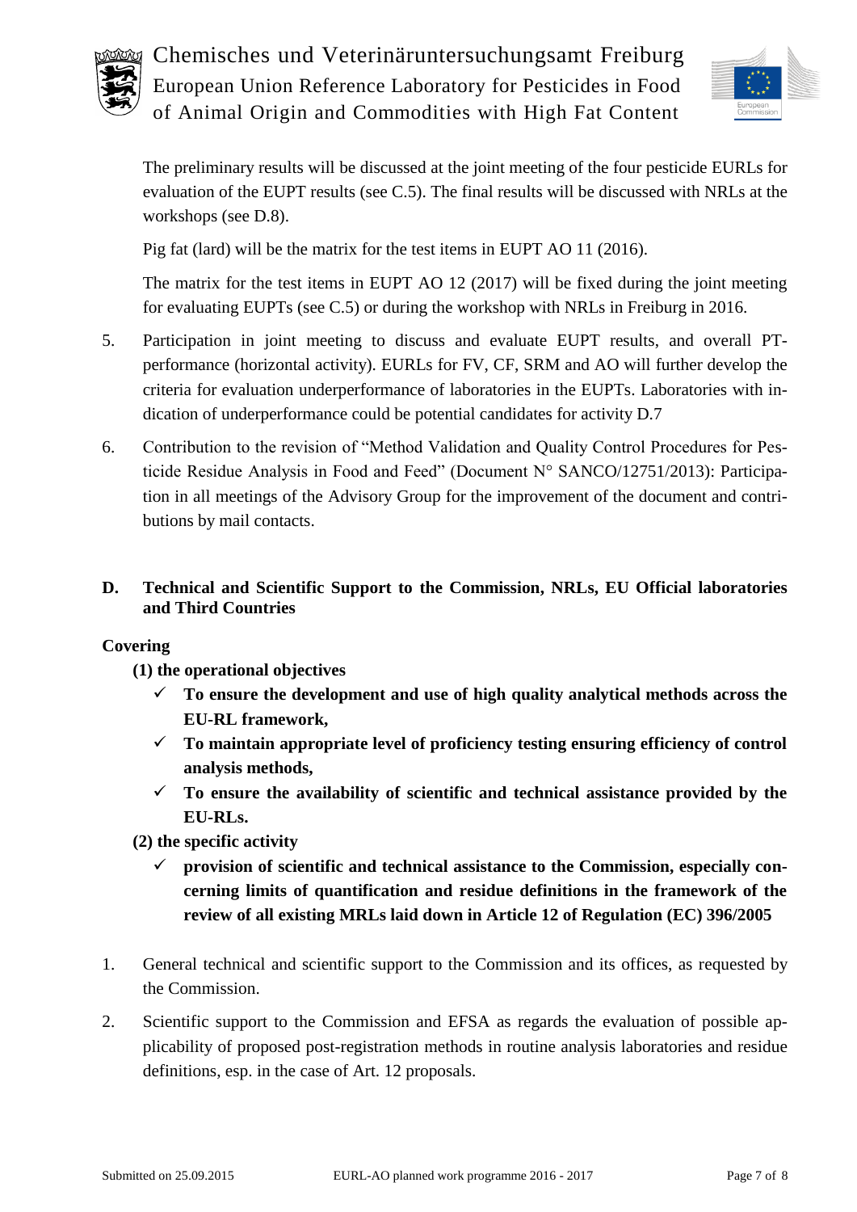The preliminary results will be discussed at the joint meeting of the four pesticide EURLs for evaluation of the EUPT results (see C.5). The final results will be discussed with NRLs at the workshops (see D.8).

Pig fat (lard) will be the matrix for the test items in EUPT AO 11 (2016).

The matrix for the test items in EUPT AO 12 (2017) will be fixed during the joint meeting for evaluating EUPTs (see C.5) or during the workshop with NRLs in Freiburg in 2016.

5. Participation in joint meeting to discuss and evaluate EUPT results, and overall PT-performance (horizontal activity). EURLs for FV, CF, SRM and AO will further develop the criteria for evaluation underperformance of laboratories in the EUPTs. Laboratories with indication of underperformance could be potential candidates for activity D.7

6. Contribution to the revision of "Method Validation and Quality Control Procedures for Pesticide Residue Analysis in Food and Feed" (Document N° SANCO/12751/2013): Participation in all meetings of the Advisory Group for the improvement of the document and contributions by mail contacts.

## D. Technical and Scientific Support to the Commission, NRLs, EU Official laboratories and Third Countries

**Covering**

**(1) the operational objectives**

- ✓ **To ensure the development and use of high quality analytical methods across the EU-RL framework,**
- ✓ **To maintain appropriate level of proficiency testing ensuring efficiency of control analysis methods,**
- ✓ **To ensure the availability of scientific and technical assistance provided by the EU-RLs.**

**(2) the specific activity**

- ✓ **provision of scientific and technical assistance to the Commission, especially concerning limits of quantification and residue definitions in the framework of the review of all existing MRLs laid down in Article 12 of Regulation (EC) 396/2005**

1. General technical and scientific support to the Commission and its offices, as requested by the Commission.

2. Scientific support to the Commission and EFSA as regards the evaluation of possible applicability of proposed post-registration methods in routine analysis laboratories and residue definitions, esp. in the case of Art. 12 proposals.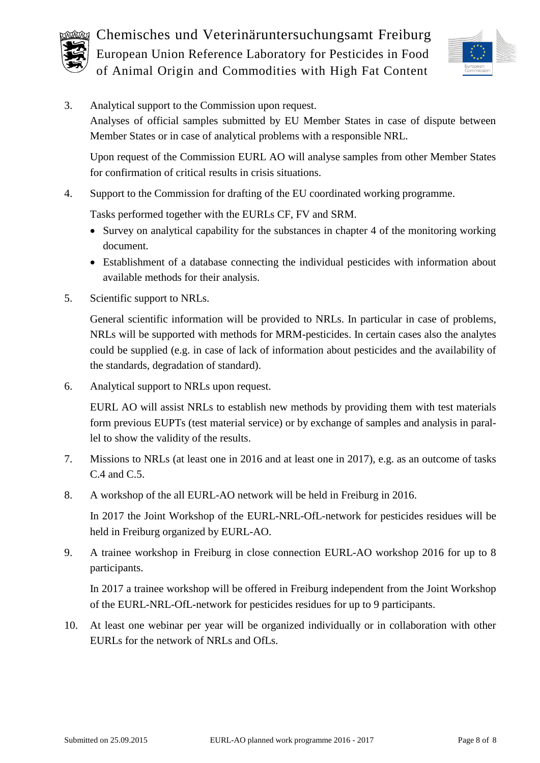3. Analytical support to the Commission upon request.

   Analyses of official samples submitted by EU Member States in case of dispute between Member States or in case of analytical problems with a responsible NRL.

   Upon request of the Commission EURL AO will analyse samples from other Member States for confirmation of critical results in crisis situations.

4. Support to the Commission for drafting of the EU coordinated working programme.

   Tasks performed together with the EURLs CF, FV and SRM.

   - Survey on analytical capability for the substances in chapter 4 of the monitoring working document.
   - Establishment of a database connecting the individual pesticides with information about available methods for their analysis.

5. Scientific support to NRLs.

   General scientific information will be provided to NRLs. In particular in case of problems, NRLs will be supported with methods for MRM-pesticides. In certain cases also the analytes could be supplied (e.g. in case of lack of information about pesticides and the availability of the standards, degradation of standard).

6. Analytical support to NRLs upon request.

   EURL AO will assist NRLs to establish new methods by providing them with test materials form previous EUPTs (test material service) or by exchange of samples and analysis in parallel to show the validity of the results.

7. Missions to NRLs (at least one in 2016 and at least one in 2017), e.g. as an outcome of tasks C.4 and C.5.

8. A workshop of the all EURL-AO network will be held in Freiburg in 2016.

   In 2017 the Joint Workshop of the EURL-NRL-OfL-network for pesticides residues will be held in Freiburg organized by EURL-AO.

9. A trainee workshop in Freiburg in close connection EURL-AO workshop 2016 for up to 8 participants.

   In 2017 a trainee workshop will be offered in Freiburg independent from the Joint Workshop of the EURL-NRL-OfL-network for pesticides residues for up to 9 participants.

10. At least one webinar per year will be organized individually or in collaboration with other EURLs for the network of NRLs and OfLs.